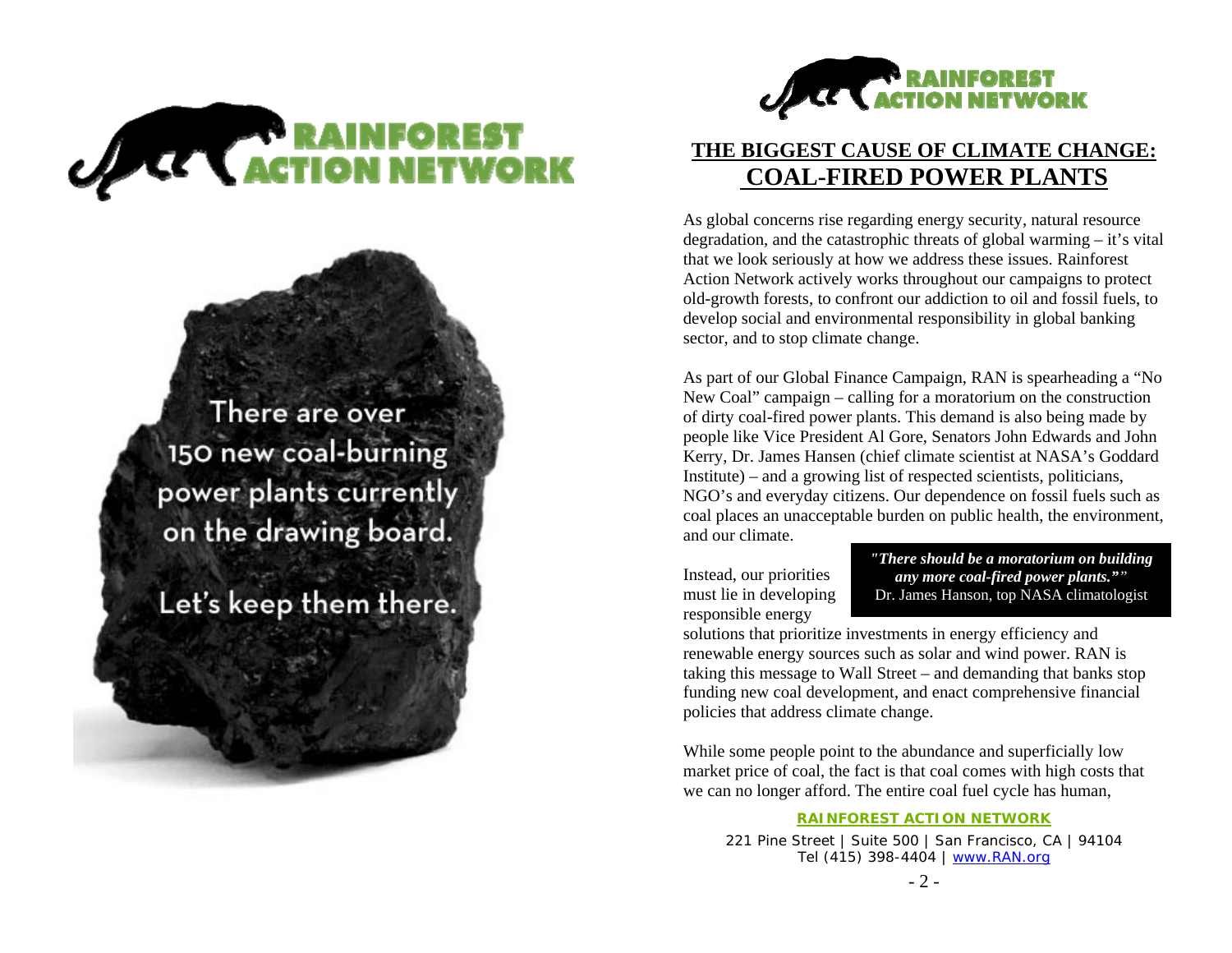RAINFOREST ACTION NETWORK

There are over 150 new coal-burning power plants currently on the drawing board.

Let's keep them there.

RAINFOREST ACTION NETWORK

# THE BIGGEST CAUSE OF CLIMATE CHANGE: COAL-FIRED POWER PLANTS

As global concerns rise regarding energy security, natural resource degradation, and the catastrophic threats of global warming – it's vital that we look seriously at how we address these issues. Rainforest Action Network actively works throughout our campaigns to protect old-growth forests, to confront our addiction to oil and fossil fuels, to develop social and environmental responsibility in global banking sector, and to stop climate change.

As part of our Global Finance Campaign, RAN is spearheading a "No New Coal" campaign – calling for a moratorium on the construction of dirty coal-fired power plants. This demand is also being made by people like Vice President Al Gore, Senators John Edwards and John Kerry, Dr. James Hansen (chief climate scientist at NASA's Goddard Institute) – and a growing list of respected scientists, politicians, NGO's and everyday citizens. Our dependence on fossil fuels such as coal places an unacceptable burden on public health, the environment, and our climate.

> ***"There should be a moratorium on building any more coal-fired power plants.""***
> Dr. James Hanson, top NASA climatologist

Instead, our priorities must lie in developing responsible energy solutions that prioritize investments in energy efficiency and renewable energy sources such as solar and wind power. RAN is taking this message to Wall Street – and demanding that banks stop funding new coal development, and enact comprehensive financial policies that address climate change.

While some people point to the abundance and superficially low market price of coal, the fact is that coal comes with high costs that we can no longer afford. The entire coal fuel cycle has human,

**RAINFOREST ACTION NETWORK**

221 Pine Street | Suite 500 | San Francisco, CA | 94104
Tel (415) 398-4404 | www.RAN.org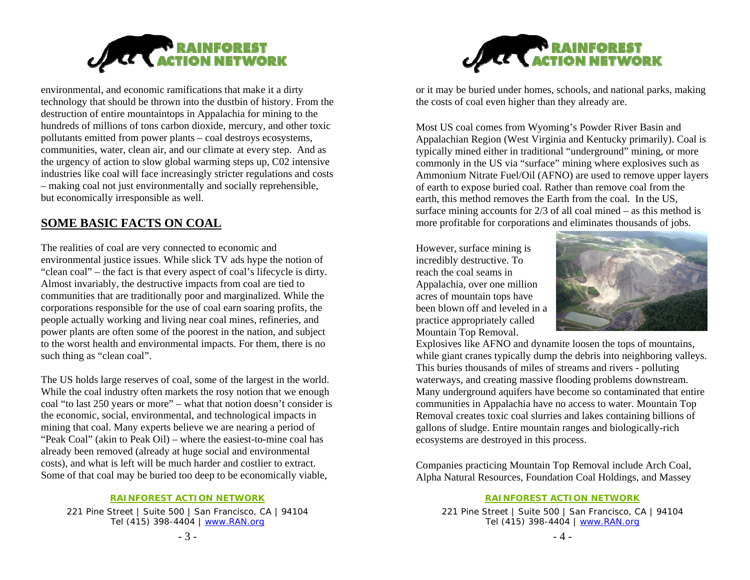environmental, and economic ramifications that make it a dirty technology that should be thrown into the dustbin of history. From the destruction of entire mountaintops in Appalachia for mining to the hundreds of millions of tons carbon dioxide, mercury, and other toxic pollutants emitted from power plants – coal destroys ecosystems, communities, water, clean air, and our climate at every step. And as the urgency of action to slow global warming steps up, C02 intensive industries like coal will face increasingly stricter regulations and costs – making coal not just environmentally and socially reprehensible, but economically irresponsible as well.

## SOME BASIC FACTS ON COAL

The realities of coal are very connected to economic and environmental justice issues. While slick TV ads hype the notion of "clean coal" – the fact is that every aspect of coal's lifecycle is dirty. Almost invariably, the destructive impacts from coal are tied to communities that are traditionally poor and marginalized. While the corporations responsible for the use of coal earn soaring profits, the people actually working and living near coal mines, refineries, and power plants are often some of the poorest in the nation, and subject to the worst health and environmental impacts. For them, there is no such thing as "clean coal".

The US holds large reserves of coal, some of the largest in the world. While the coal industry often markets the rosy notion that we enough coal "to last 250 years or more" – what that notion doesn't consider is the economic, social, environmental, and technological impacts in mining that coal. Many experts believe we are nearing a period of "Peak Coal" (akin to Peak Oil) – where the easiest-to-mine coal has already been removed (already at huge social and environmental costs), and what is left will be much harder and costlier to extract. Some of that coal may be buried too deep to be economically viable, or it may be buried under homes, schools, and national parks, making the costs of coal even higher than they already are.

Most US coal comes from Wyoming's Powder River Basin and Appalachian Region (West Virginia and Kentucky primarily). Coal is typically mined either in traditional "underground" mining, or more commonly in the US via "surface" mining where explosives such as Ammonium Nitrate Fuel/Oil (AFNO) are used to remove upper layers of earth to expose buried coal. Rather than remove coal from the earth, this method removes the Earth from the coal. In the US, surface mining accounts for 2/3 of all coal mined – as this method is more profitable for corporations and eliminates thousands of jobs.

However, surface mining is incredibly destructive. To reach the coal seams in Appalachia, over one million acres of mountain tops have been blown off and leveled in a practice appropriately called Mountain Top Removal. Explosives like AFNO and dynamite loosen the tops of mountains, while giant cranes typically dump the debris into neighboring valleys. This buries thousands of miles of streams and rivers - polluting waterways, and creating massive flooding problems downstream. Many underground aquifers have become so contaminated that entire communities in Appalachia have no access to water. Mountain Top Removal creates toxic coal slurries and lakes containing billions of gallons of sludge. Entire mountain ranges and biologically-rich ecosystems are destroyed in this process.

Companies practicing Mountain Top Removal include Arch Coal, Alpha Natural Resources, Foundation Coal Holdings, and Massey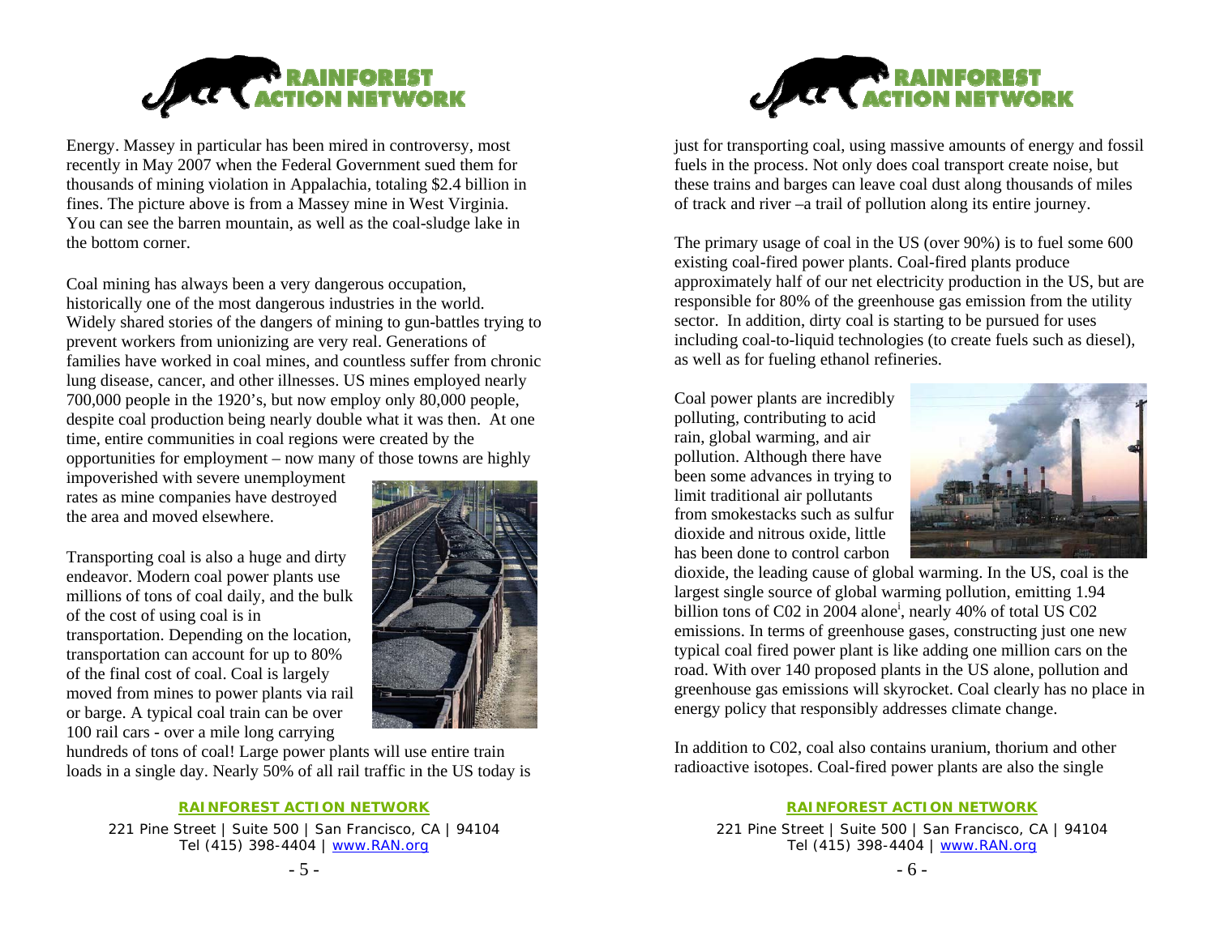Energy. Massey in particular has been mired in controversy, most recently in May 2007 when the Federal Government sued them for thousands of mining violation in Appalachia, totaling $2.4 billion in fines. The picture above is from a Massey mine in West Virginia. You can see the barren mountain, as well as the coal-sludge lake in the bottom corner.

Coal mining has always been a very dangerous occupation, historically one of the most dangerous industries in the world. Widely shared stories of the dangers of mining to gun-battles trying to prevent workers from unionizing are very real. Generations of families have worked in coal mines, and countless suffer from chronic lung disease, cancer, and other illnesses. US mines employed nearly 700,000 people in the 1920's, but now employ only 80,000 people, despite coal production being nearly double what it was then. At one time, entire communities in coal regions were created by the opportunities for employment – now many of those towns are highly impoverished with severe unemployment rates as mine companies have destroyed the area and moved elsewhere.

Transporting coal is also a huge and dirty endeavor. Modern coal power plants use millions of tons of coal daily, and the bulk of the cost of using coal is in transportation. Depending on the location, transportation can account for up to 80% of the final cost of coal. Coal is largely moved from mines to power plants via rail or barge. A typical coal train can be over 100 rail cars - over a mile long carrying hundreds of tons of coal! Large power plants will use entire train loads in a single day. Nearly 50% of all rail traffic in the US today is just for transporting coal, using massive amounts of energy and fossil fuels in the process. Not only does coal transport create noise, but these trains and barges can leave coal dust along thousands of miles of track and river –a trail of pollution along its entire journey.

The primary usage of coal in the US (over 90%) is to fuel some 600 existing coal-fired power plants. Coal-fired plants produce approximately half of our net electricity production in the US, but are responsible for 80% of the greenhouse gas emission from the utility sector. In addition, dirty coal is starting to be pursued for uses including coal-to-liquid technologies (to create fuels such as diesel), as well as for fueling ethanol refineries.

Coal power plants are incredibly polluting, contributing to acid rain, global warming, and air pollution. Although there have been some advances in trying to limit traditional air pollutants from smokestacks such as sulfur dioxide and nitrous oxide, little has been done to control carbon dioxide, the leading cause of global warming. In the US, coal is the largest single source of global warming pollution, emitting 1.94 billion tons of C02 in 2004 alone[i], nearly 40% of total US C02 emissions. In terms of greenhouse gases, constructing just one new typical coal fired power plant is like adding one million cars on the road. With over 140 proposed plants in the US alone, pollution and greenhouse gas emissions will skyrocket. Coal clearly has no place in energy policy that responsibly addresses climate change.

In addition to C02, coal also contains uranium, thorium and other radioactive isotopes. Coal-fired power plants are also the single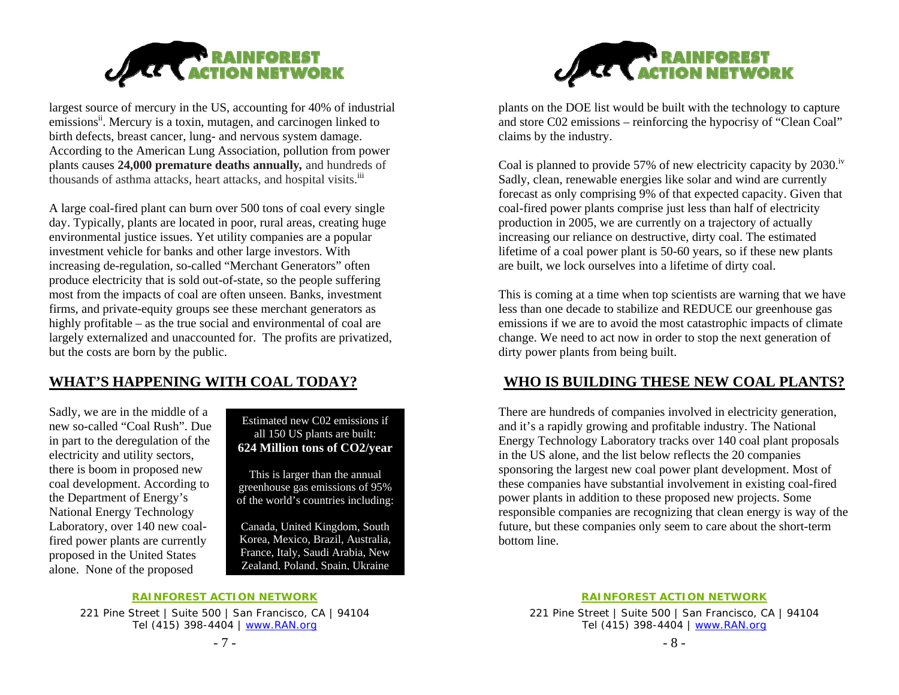largest source of mercury in the US, accounting for 40% of industrial emissions[ii]. Mercury is a toxin, mutagen, and carcinogen linked to birth defects, breast cancer, lung- and nervous system damage. According to the American Lung Association, pollution from power plants causes **24,000 premature deaths annually,** and hundreds of thousands of asthma attacks, heart attacks, and hospital visits.[iii]

A large coal-fired plant can burn over 500 tons of coal every single day. Typically, plants are located in poor, rural areas, creating huge environmental justice issues. Yet utility companies are a popular investment vehicle for banks and other large investors. With increasing de-regulation, so-called "Merchant Generators" often produce electricity that is sold out-of-state, so the people suffering most from the impacts of coal are often unseen. Banks, investment firms, and private-equity groups see these merchant generators as highly profitable – as the true social and environmental of coal are largely externalized and unaccounted for. The profits are privatized, but the costs are born by the public.

## WHAT'S HAPPENING WITH COAL TODAY?

Sadly, we are in the middle of a new so-called "Coal Rush". Due in part to the deregulation of the electricity and utility sectors, there is boom in proposed new coal development. According to the Department of Energy's National Energy Technology Laboratory, over 140 new coal-fired power plants are currently proposed in the United States alone. None of the proposed plants on the DOE list would be built with the technology to capture and store C02 emissions – reinforcing the hypocrisy of "Clean Coal" claims by the industry.

> Estimated new C02 emissions if all 150 US plants are built:
> **624 Million tons of CO2/year**
>
> This is larger than the annual greenhouse gas emissions of 95% of the world's countries including:
>
> Canada, United Kingdom, South Korea, Mexico, Brazil, Australia, France, Italy, Saudi Arabia, New Zealand, Poland, Spain, Ukraine

Coal is planned to provide 57% of new electricity capacity by 2030.[iv] Sadly, clean, renewable energies like solar and wind are currently forecast as only comprising 9% of that expected capacity. Given that coal-fired power plants comprise just less than half of electricity production in 2005, we are currently on a trajectory of actually increasing our reliance on destructive, dirty coal. The estimated lifetime of a coal power plant is 50-60 years, so if these new plants are built, we lock ourselves into a lifetime of dirty coal.

This is coming at a time when top scientists are warning that we have less than one decade to stabilize and REDUCE our greenhouse gas emissions if we are to avoid the most catastrophic impacts of climate change. We need to act now in order to stop the next generation of dirty power plants from being built.

## WHO IS BUILDING THESE NEW COAL PLANTS?

There are hundreds of companies involved in electricity generation, and it's a rapidly growing and profitable industry. The National Energy Technology Laboratory tracks over 140 coal plant proposals in the US alone, and the list below reflects the 20 companies sponsoring the largest new coal power plant development. Most of these companies have substantial involvement in existing coal-fired power plants in addition to these proposed new projects. Some responsible companies are recognizing that clean energy is way of the future, but these companies only seem to care about the short-term bottom line.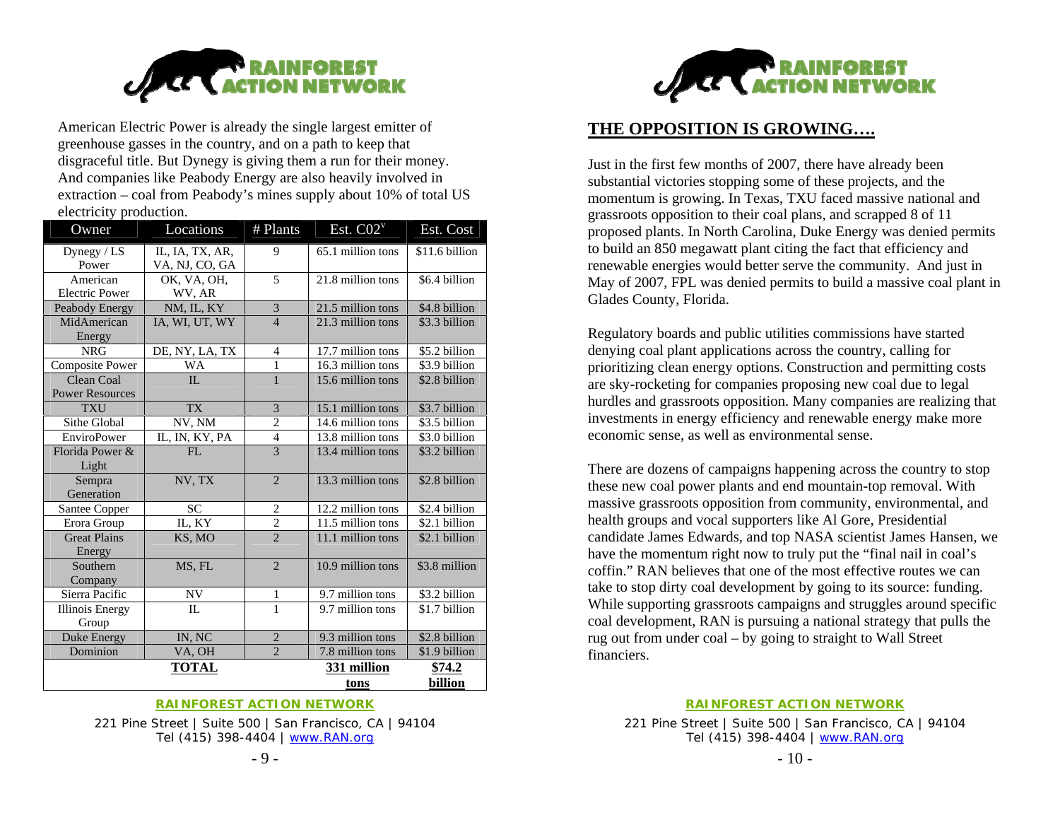American Electric Power is already the single largest emitter of greenhouse gasses in the country, and on a path to keep that disgraceful title. But Dynegy is giving them a run for their money. And companies like Peabody Energy are also heavily involved in extraction – coal from Peabody's mines supply about 10% of total US electricity production.

| Owner | Locations | # Plants | Est. C02[v] | Est. Cost |
|---|---|---|---|---|
| Dynegy / LS Power | IL, IA, TX, AR, VA, NJ, CO, GA | 9 | 65.1 million tons | $11.6 billion |
| American Electric Power | OK, VA, OH, WV, AR | 5 | 21.8 million tons | $6.4 billion |
| Peabody Energy | NM, IL, KY | 3 | 21.5 million tons | $4.8 billion |
| MidAmerican Energy | IA, WI, UT, WY | 4 | 21.3 million tons | $3.3 billion |
| NRG | DE, NY, LA, TX | 4 | 17.7 million tons | $5.2 billion |
| Composite Power | WA | 1 | 16.3 million tons | $3.9 billion |
| Clean Coal Power Resources | IL | 1 | 15.6 million tons | $2.8 billion |
| TXU | TX | 3 | 15.1 million tons | $3.7 billion |
| Sithe Global | NV, NM | 2 | 14.6 million tons | $3.5 billion |
| EnviroPower | IL, IN, KY, PA | 4 | 13.8 million tons | $3.0 billion |
| Florida Power & Light | FL | 3 | 13.4 million tons | $3.2 billion |
| Sempra Generation | NV, TX | 2 | 13.3 million tons | $2.8 billion |
| Santee Copper | SC | 2 | 12.2 million tons | $2.4 billion |
| Erora Group | IL, KY | 2 | 11.5 million tons | $2.1 billion |
| Great Plains Energy | KS, MO | 2 | 11.1 million tons | $2.1 billion |
| Southern Company | MS, FL | 2 | 10.9 million tons | $3.8 million |
| Sierra Pacific | NV | 1 | 9.7 million tons | $3.2 billion |
| Illinois Energy Group | IL | 1 | 9.7 million tons | $1.7 billion |
| Duke Energy | IN, NC | 2 | 9.3 million tons | $2.8 billion |
| Dominion | VA, OH | 2 | 7.8 million tons | $1.9 billion |
| **TOTAL** | | | **331 million tons** | **$74.2 billion** |

## THE OPPOSITION IS GROWING….

Just in the first few months of 2007, there have already been substantial victories stopping some of these projects, and the momentum is growing. In Texas, TXU faced massive national and grassroots opposition to their coal plans, and scrapped 8 of 11 proposed plants. In North Carolina, Duke Energy was denied permits to build an 850 megawatt plant citing the fact that efficiency and renewable energies would better serve the community. And just in May of 2007, FPL was denied permits to build a massive coal plant in Glades County, Florida.

Regulatory boards and public utilities commissions have started denying coal plant applications across the country, calling for prioritizing clean energy options. Construction and permitting costs are sky-rocketing for companies proposing new coal due to legal hurdles and grassroots opposition. Many companies are realizing that investments in energy efficiency and renewable energy make more economic sense, as well as environmental sense.

There are dozens of campaigns happening across the country to stop these new coal power plants and end mountain-top removal. With massive grassroots opposition from community, environmental, and health groups and vocal supporters like Al Gore, Presidential candidate James Edwards, and top NASA scientist James Hansen, we have the momentum right now to truly put the "final nail in coal's coffin." RAN believes that one of the most effective routes we can take to stop dirty coal development by going to its source: funding. While supporting grassroots campaigns and struggles around specific coal development, RAN is pursuing a national strategy that pulls the rug out from under coal – by going to straight to Wall Street financiers.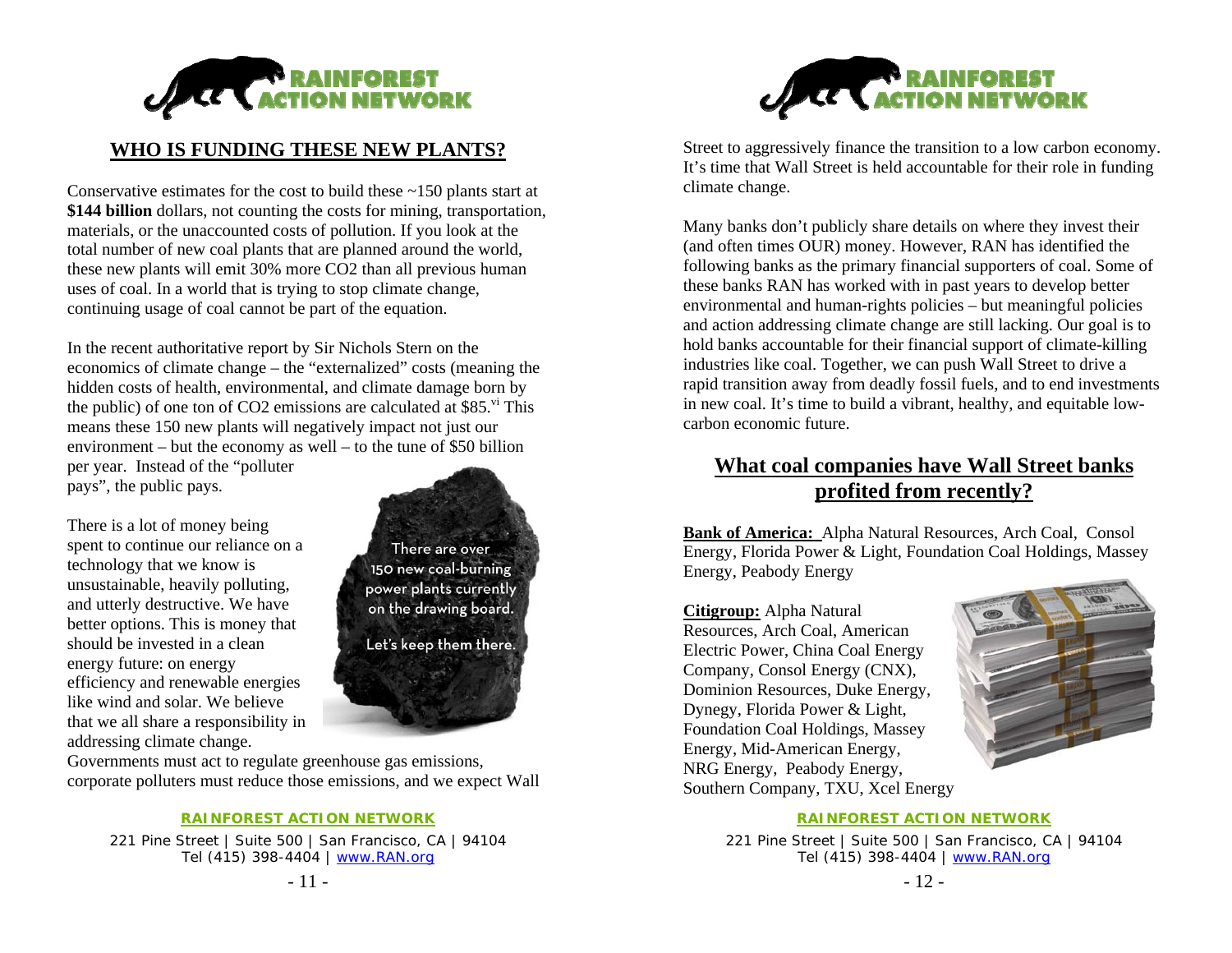## WHO IS FUNDING THESE NEW PLANTS?

Conservative estimates for the cost to build these ~150 plants start at **$144 billion** dollars, not counting the costs for mining, transportation, materials, or the unaccounted costs of pollution. If you look at the total number of new coal plants that are planned around the world, these new plants will emit 30% more $CO_2$ than all previous human uses of coal. In a world that is trying to stop climate change, continuing usage of coal cannot be part of the equation.

In the recent authoritative report by Sir Nichols Stern on the economics of climate change – the "externalized" costs (meaning the hidden costs of health, environmental, and climate damage born by the public) of one ton of $CO_2$ emissions are calculated at $85.[vi] This means these 150 new plants will negatively impact not just our environment – but the economy as well – to the tune of $50 billion per year. Instead of the "polluter pays", the public pays.

There are over 150 new coal-burning power plants currently on the drawing board.

Let's keep them there.

There is a lot of money being spent to continue our reliance on a technology that we know is unsustainable, heavily polluting, and utterly destructive. We have better options. This is money that should be invested in a clean energy future: on energy efficiency and renewable energies like wind and solar. We believe that we all share a responsibility in addressing climate change. Governments must act to regulate greenhouse gas emissions, corporate polluters must reduce those emissions, and we expect Wall Street to aggressively finance the transition to a low carbon economy. It's time that Wall Street is held accountable for their role in funding climate change.

Many banks don't publicly share details on where they invest their (and often times OUR) money. However, RAN has identified the following banks as the primary financial supporters of coal. Some of these banks RAN has worked with in past years to develop better environmental and human-rights policies – but meaningful policies and action addressing climate change are still lacking. Our goal is to hold banks accountable for their financial support of climate-killing industries like coal. Together, we can push Wall Street to drive a rapid transition away from deadly fossil fuels, and to end investments in new coal. It's time to build a vibrant, healthy, and equitable low-carbon economic future.

## What coal companies have Wall Street banks profited from recently?

**Bank of America:** Alpha Natural Resources, Arch Coal, Consol Energy, Florida Power & Light, Foundation Coal Holdings, Massey Energy, Peabody Energy

**Citigroup:** Alpha Natural Resources, Arch Coal, American Electric Power, China Coal Energy Company, Consol Energy (CNX), Dominion Resources, Duke Energy, Dynegy, Florida Power & Light, Foundation Coal Holdings, Massey Energy, Mid-American Energy, NRG Energy, Peabody Energy, Southern Company, TXU, Xcel Energy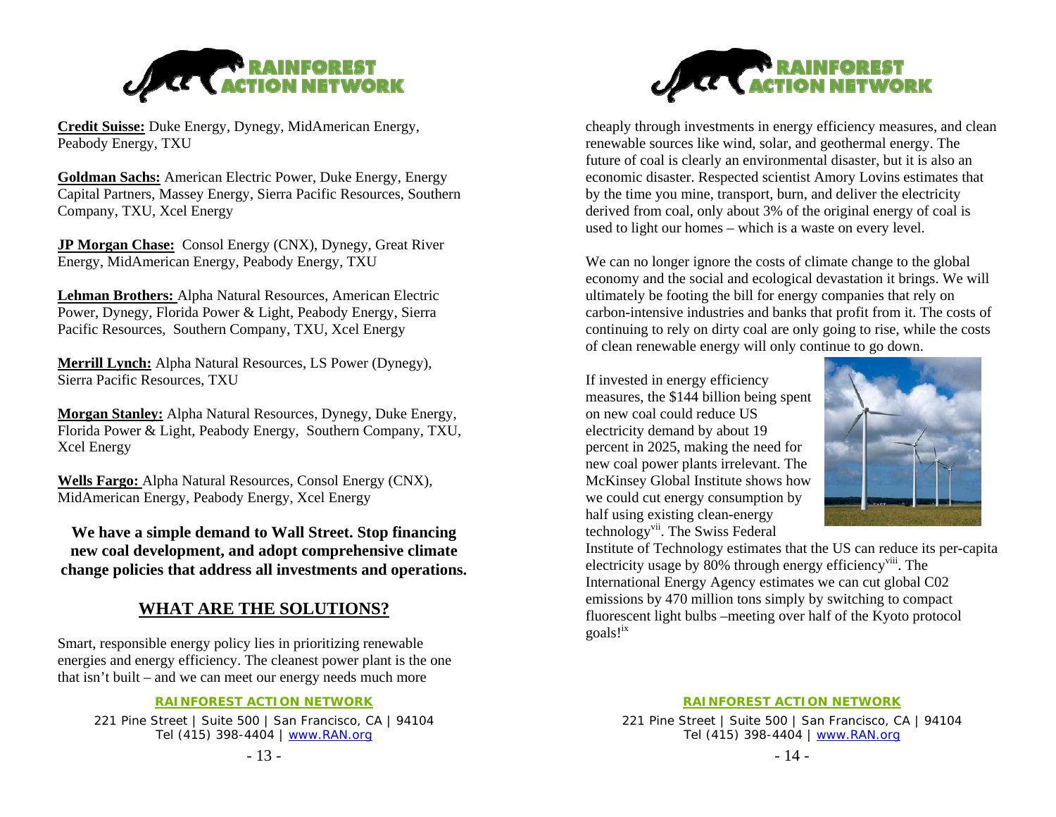**Credit Suisse:** Duke Energy, Dynegy, MidAmerican Energy, Peabody Energy, TXU

**Goldman Sachs:** American Electric Power, Duke Energy, Energy Capital Partners, Massey Energy, Sierra Pacific Resources, Southern Company, TXU, Xcel Energy

**JP Morgan Chase:** Consol Energy (CNX), Dynegy, Great River Energy, MidAmerican Energy, Peabody Energy, TXU

**Lehman Brothers:** Alpha Natural Resources, American Electric Power, Dynegy, Florida Power & Light, Peabody Energy, Sierra Pacific Resources, Southern Company, TXU, Xcel Energy

**Merrill Lynch:** Alpha Natural Resources, LS Power (Dynegy), Sierra Pacific Resources, TXU

**Morgan Stanley:** Alpha Natural Resources, Dynegy, Duke Energy, Florida Power & Light, Peabody Energy, Southern Company, TXU, Xcel Energy

**Wells Fargo:** Alpha Natural Resources, Consol Energy (CNX), MidAmerican Energy, Peabody Energy, Xcel Energy

**We have a simple demand to Wall Street. Stop financing new coal development, and adopt comprehensive climate change policies that address all investments and operations.**

## WHAT ARE THE SOLUTIONS?

Smart, responsible energy policy lies in prioritizing renewable energies and energy efficiency. The cleanest power plant is the one that isn't built – and we can meet our energy needs much more cheaply through investments in energy efficiency measures, and clean renewable sources like wind, solar, and geothermal energy. The future of coal is clearly an environmental disaster, but it is also an economic disaster. Respected scientist Amory Lovins estimates that by the time you mine, transport, burn, and deliver the electricity derived from coal, only about 3% of the original energy of coal is used to light our homes – which is a waste on every level.

We can no longer ignore the costs of climate change to the global economy and the social and ecological devastation it brings. We will ultimately be footing the bill for energy companies that rely on carbon-intensive industries and banks that profit from it. The costs of continuing to rely on dirty coal are only going to rise, while the costs of clean renewable energy will only continue to go down.

If invested in energy efficiency measures, the \$144 billion being spent on new coal could reduce US electricity demand by about 19 percent in 2025, making the need for new coal power plants irrelevant. The McKinsey Global Institute shows how we could cut energy consumption by half using existing clean-energy technology[vii]. The Swiss Federal Institute of Technology estimates that the US can reduce its per-capita electricity usage by 80% through energy efficiency[viii]. The International Energy Agency estimates we can cut global C02 emissions by 470 million tons simply by switching to compact fluorescent light bulbs –meeting over half of the Kyoto protocol goals![ix]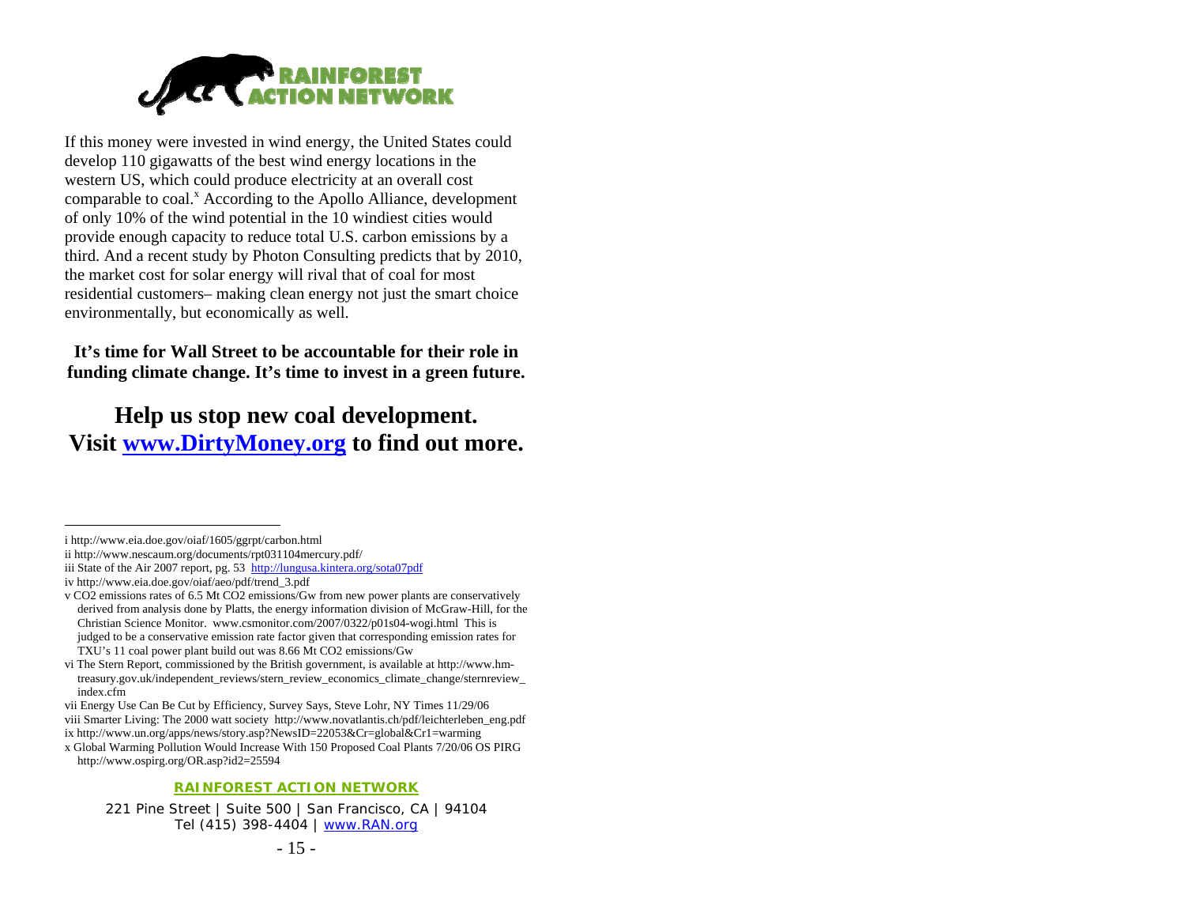If this money were invested in wind energy, the United States could develop 110 gigawatts of the best wind energy locations in the western US, which could produce electricity at an overall cost comparable to coal.[x] According to the Apollo Alliance, development of only 10% of the wind potential in the 10 windiest cities would provide enough capacity to reduce total U.S. carbon emissions by a third. And a recent study by Photon Consulting predicts that by 2010, the market cost for solar energy will rival that of coal for most residential customers– making clean energy not just the smart choice environmentally, but economically as well.

**It's time for Wall Street to be accountable for their role in funding climate change. It's time to invest in a green future.**

## Help us stop new coal development. Visit [www.DirtyMoney.org](http://www.DirtyMoney.org) to find out more.

---

i http://www.eia.doe.gov/oiaf/1605/ggrpt/carbon.html

ii http://www.nescaum.org/documents/rpt031104mercury.pdf/

iii State of the Air 2007 report, pg. 53 http://lungusa.kintera.org/sota07pdf

iv http://www.eia.doe.gov/oiaf/aeo/pdf/trend_3.pdf

v $CO_2$ emissions rates of 6.5 Mt $CO_2$ emissions/Gw from new power plants are conservatively derived from analysis done by Platts, the energy information division of McGraw-Hill, for the Christian Science Monitor. www.csmonitor.com/2007/0322/p01s04-wogi.html This is judged to be a conservative emission rate factor given that corresponding emission rates for TXU's 11 coal power plant build out was 8.66 Mt $CO_2$ emissions/Gw

vi The Stern Report, commissioned by the British government, is available at http://www.hm-treasury.gov.uk/independent_reviews/stern_review_economics_climate_change/sternreview_index.cfm

vii Energy Use Can Be Cut by Efficiency, Survey Says, Steve Lohr, NY Times 11/29/06

viii Smarter Living: The 2000 watt society http://www.novatlantis.ch/pdf/leichterleben_eng.pdf

ix http://www.un.org/apps/news/story.asp?NewsID=22053&Cr=global&Cr1=warming

x Global Warming Pollution Would Increase With 150 Proposed Coal Plants 7/20/06 OS PIRG http://www.ospirg.org/OR.asp?id2=25594

**RAINFOREST ACTION NETWORK**

221 Pine Street | Suite 500 | San Francisco, CA | 94104
Tel (415) 398-4404 | [www.RAN.org](http://www.RAN.org)